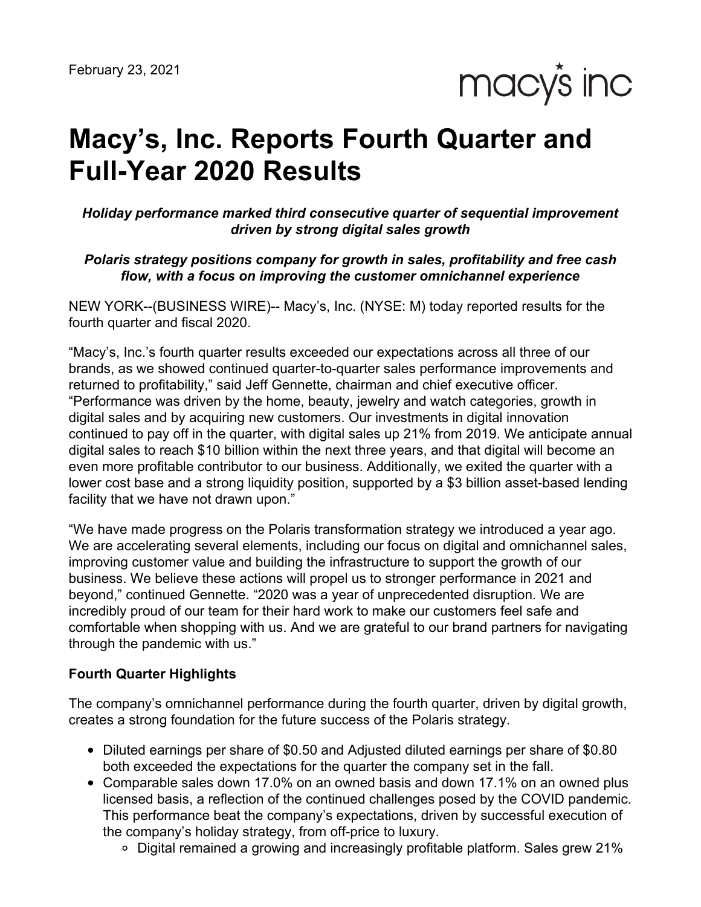February 23, 2021

macy's inc

# Macy's, Inc. Reports Fourth Quarter and Full-Year 2020 Results

***Holiday performance marked third consecutive quarter of sequential improvement driven by strong digital sales growth***

***Polaris strategy positions company for growth in sales, profitability and free cash flow, with a focus on improving the customer omnichannel experience***

NEW YORK--(BUSINESS WIRE)-- Macy's, Inc. (NYSE: M) today reported results for the fourth quarter and fiscal 2020.

"Macy's, Inc.'s fourth quarter results exceeded our expectations across all three of our brands, as we showed continued quarter-to-quarter sales performance improvements and returned to profitability," said Jeff Gennette, chairman and chief executive officer. "Performance was driven by the home, beauty, jewelry and watch categories, growth in digital sales and by acquiring new customers. Our investments in digital innovation continued to pay off in the quarter, with digital sales up 21% from 2019. We anticipate annual digital sales to reach $10 billion within the next three years, and that digital will become an even more profitable contributor to our business. Additionally, we exited the quarter with a lower cost base and a strong liquidity position, supported by a $3 billion asset-based lending facility that we have not drawn upon."

"We have made progress on the Polaris transformation strategy we introduced a year ago. We are accelerating several elements, including our focus on digital and omnichannel sales, improving customer value and building the infrastructure to support the growth of our business. We believe these actions will propel us to stronger performance in 2021 and beyond," continued Gennette. "2020 was a year of unprecedented disruption. We are incredibly proud of our team for their hard work to make our customers feel safe and comfortable when shopping with us. And we are grateful to our brand partners for navigating through the pandemic with us."

**Fourth Quarter Highlights**

The company's omnichannel performance during the fourth quarter, driven by digital growth, creates a strong foundation for the future success of the Polaris strategy.

- Diluted earnings per share of $0.50 and Adjusted diluted earnings per share of $0.80 both exceeded the expectations for the quarter the company set in the fall.
- Comparable sales down 17.0% on an owned basis and down 17.1% on an owned plus licensed basis, a reflection of the continued challenges posed by the COVID pandemic. This performance beat the company's expectations, driven by successful execution of the company's holiday strategy, from off-price to luxury.
  - Digital remained a growing and increasingly profitable platform. Sales grew 21%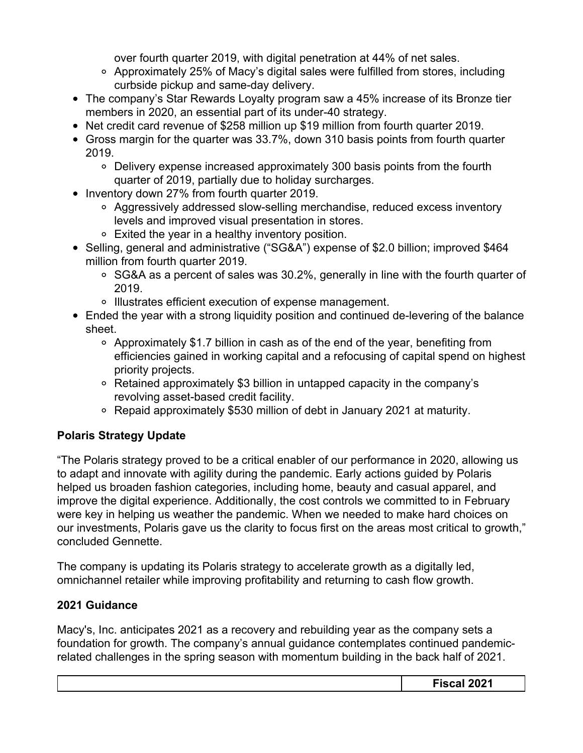over fourth quarter 2019, with digital penetration at 44% of net sales.
    - Approximately 25% of Macy's digital sales were fulfilled from stores, including curbside pickup and same-day delivery.
- The company's Star Rewards Loyalty program saw a 45% increase of its Bronze tier members in 2020, an essential part of its under-40 strategy.
- Net credit card revenue of $258 million up $19 million from fourth quarter 2019.
- Gross margin for the quarter was 33.7%, down 310 basis points from fourth quarter 2019.
    - Delivery expense increased approximately 300 basis points from the fourth quarter of 2019, partially due to holiday surcharges.
- Inventory down 27% from fourth quarter 2019.
    - Aggressively addressed slow-selling merchandise, reduced excess inventory levels and improved visual presentation in stores.
    - Exited the year in a healthy inventory position.
- Selling, general and administrative ("SG&A") expense of $2.0 billion; improved $464 million from fourth quarter 2019.
    - SG&A as a percent of sales was 30.2%, generally in line with the fourth quarter of 2019.
    - Illustrates efficient execution of expense management.
- Ended the year with a strong liquidity position and continued de-levering of the balance sheet.
    - Approximately $1.7 billion in cash as of the end of the year, benefiting from efficiencies gained in working capital and a refocusing of capital spend on highest priority projects.
    - Retained approximately $3 billion in untapped capacity in the company's revolving asset-based credit facility.
    - Repaid approximately $530 million of debt in January 2021 at maturity.

## Polaris Strategy Update

"The Polaris strategy proved to be a critical enabler of our performance in 2020, allowing us to adapt and innovate with agility during the pandemic. Early actions guided by Polaris helped us broaden fashion categories, including home, beauty and casual apparel, and improve the digital experience. Additionally, the cost controls we committed to in February were key in helping us weather the pandemic. When we needed to make hard choices on our investments, Polaris gave us the clarity to focus first on the areas most critical to growth," concluded Gennette.

The company is updating its Polaris strategy to accelerate growth as a digitally led, omnichannel retailer while improving profitability and returning to cash flow growth.

## 2021 Guidance

Macy's, Inc. anticipates 2021 as a recovery and rebuilding year as the company sets a foundation for growth. The company's annual guidance contemplates continued pandemic-related challenges in the spring season with momentum building in the back half of 2021.

| | Fiscal 2021 |
|---|---|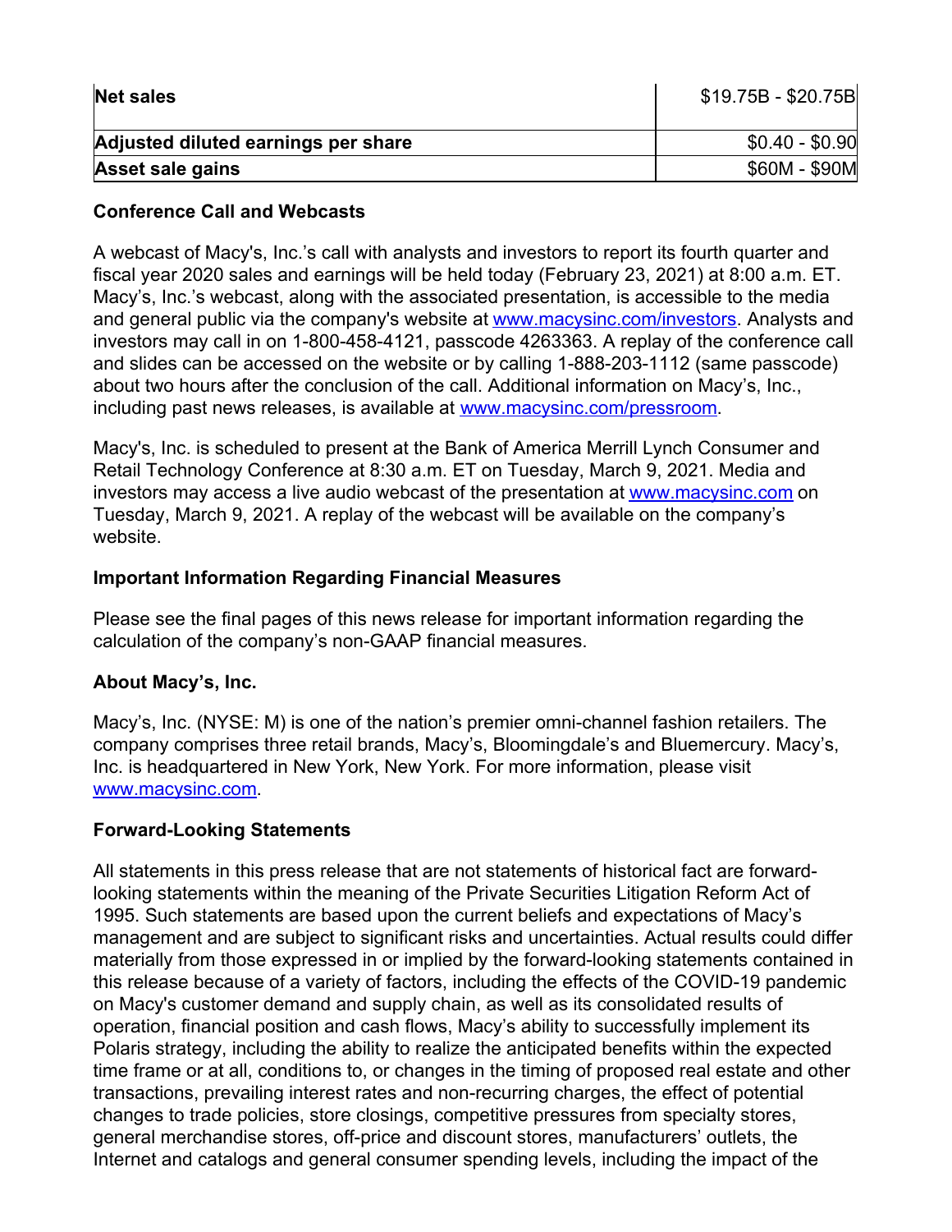| Net sales | $19.75B - $20.75B |
| --- | --- |
| **Adjusted diluted earnings per share** | $0.40 - $0.90 |
| **Asset sale gains** | $60M - $90M |

**Conference Call and Webcasts**

A webcast of Macy's, Inc.'s call with analysts and investors to report its fourth quarter and fiscal year 2020 sales and earnings will be held today (February 23, 2021) at 8:00 a.m. ET. Macy's, Inc.'s webcast, along with the associated presentation, is accessible to the media and general public via the company's website at www.macysinc.com/investors. Analysts and investors may call in on 1-800-458-4121, passcode 4263363. A replay of the conference call and slides can be accessed on the website or by calling 1-888-203-1112 (same passcode) about two hours after the conclusion of the call. Additional information on Macy's, Inc., including past news releases, is available at www.macysinc.com/pressroom.

Macy's, Inc. is scheduled to present at the Bank of America Merrill Lynch Consumer and Retail Technology Conference at 8:30 a.m. ET on Tuesday, March 9, 2021. Media and investors may access a live audio webcast of the presentation at www.macysinc.com on Tuesday, March 9, 2021. A replay of the webcast will be available on the company's website.

**Important Information Regarding Financial Measures**

Please see the final pages of this news release for important information regarding the calculation of the company's non-GAAP financial measures.

**About Macy's, Inc.**

Macy's, Inc. (NYSE: M) is one of the nation's premier omni-channel fashion retailers. The company comprises three retail brands, Macy's, Bloomingdale's and Bluemercury. Macy's, Inc. is headquartered in New York, New York. For more information, please visit www.macysinc.com.

**Forward-Looking Statements**

All statements in this press release that are not statements of historical fact are forward-looking statements within the meaning of the Private Securities Litigation Reform Act of 1995. Such statements are based upon the current beliefs and expectations of Macy's management and are subject to significant risks and uncertainties. Actual results could differ materially from those expressed in or implied by the forward-looking statements contained in this release because of a variety of factors, including the effects of the COVID-19 pandemic on Macy's customer demand and supply chain, as well as its consolidated results of operation, financial position and cash flows, Macy's ability to successfully implement its Polaris strategy, including the ability to realize the anticipated benefits within the expected time frame or at all, conditions to, or changes in the timing of proposed real estate and other transactions, prevailing interest rates and non-recurring charges, the effect of potential changes to trade policies, store closings, competitive pressures from specialty stores, general merchandise stores, off-price and discount stores, manufacturers' outlets, the Internet and catalogs and general consumer spending levels, including the impact of the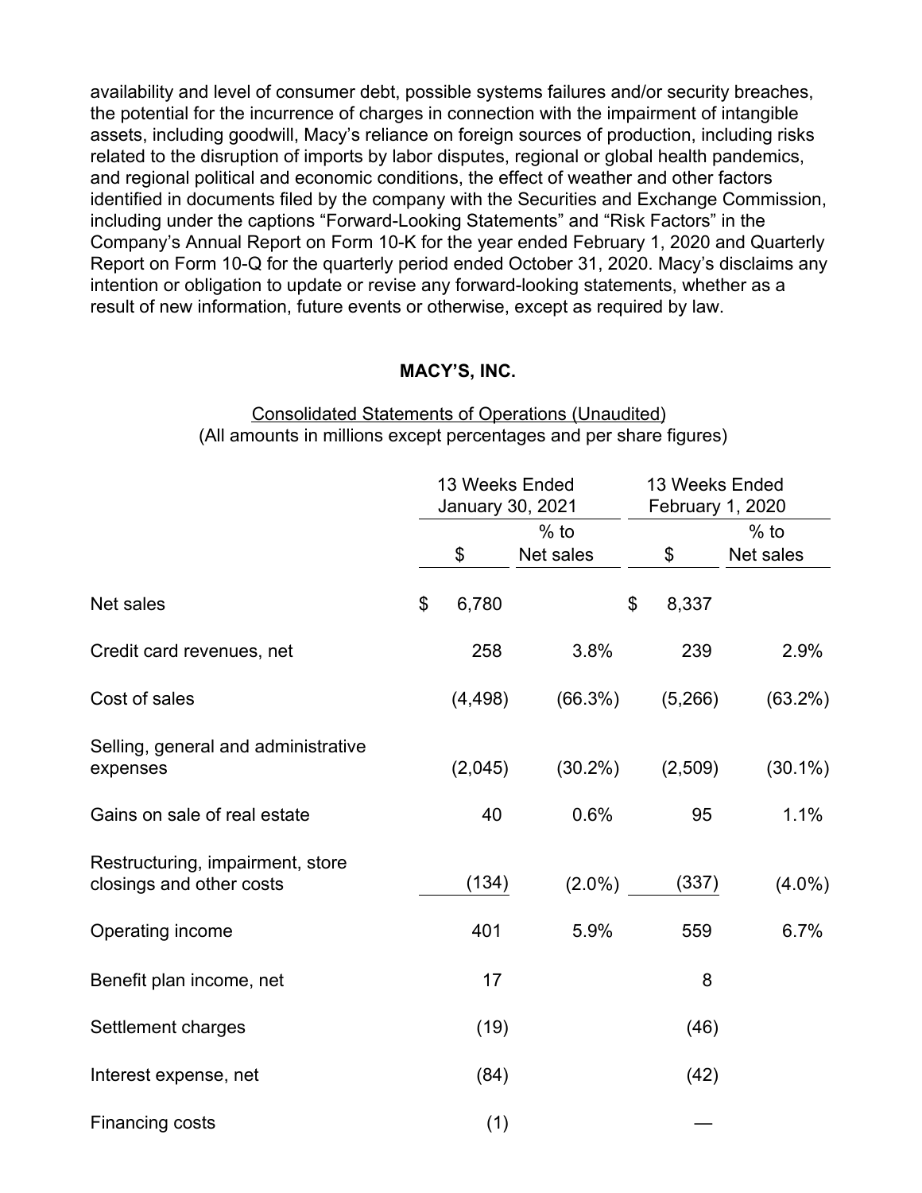availability and level of consumer debt, possible systems failures and/or security breaches, the potential for the incurrence of charges in connection with the impairment of intangible assets, including goodwill, Macy's reliance on foreign sources of production, including risks related to the disruption of imports by labor disputes, regional or global health pandemics, and regional political and economic conditions, the effect of weather and other factors identified in documents filed by the company with the Securities and Exchange Commission, including under the captions "Forward-Looking Statements" and "Risk Factors" in the Company's Annual Report on Form 10-K for the year ended February 1, 2020 and Quarterly Report on Form 10-Q for the quarterly period ended October 31, 2020. Macy's disclaims any intention or obligation to update or revise any forward-looking statements, whether as a result of new information, future events or otherwise, except as required by law.

**MACY'S, INC.**

Consolidated Statements of Operations (Unaudited)
(All amounts in millions except percentages and per share figures)

| | 13 Weeks Ended January 30, 2021 | | 13 Weeks Ended February 1, 2020 | |
|---|---|---|---|---|
| | $ | % to Net sales | $ | % to Net sales |
| Net sales | $ 6,780 | | $ 8,337 | |
| Credit card revenues, net | 258 | 3.8% | 239 | 2.9% |
| Cost of sales | (4,498) | (66.3%) | (5,266) | (63.2%) |
| Selling, general and administrative expenses | (2,045) | (30.2%) | (2,509) | (30.1%) |
| Gains on sale of real estate | 40 | 0.6% | 95 | 1.1% |
| Restructuring, impairment, store closings and other costs | (134) | (2.0%) | (337) | (4.0%) |
| Operating income | 401 | 5.9% | 559 | 6.7% |
| Benefit plan income, net | 17 | | 8 | |
| Settlement charges | (19) | | (46) | |
| Interest expense, net | (84) | | (42) | |
| Financing costs | (1) | | — | |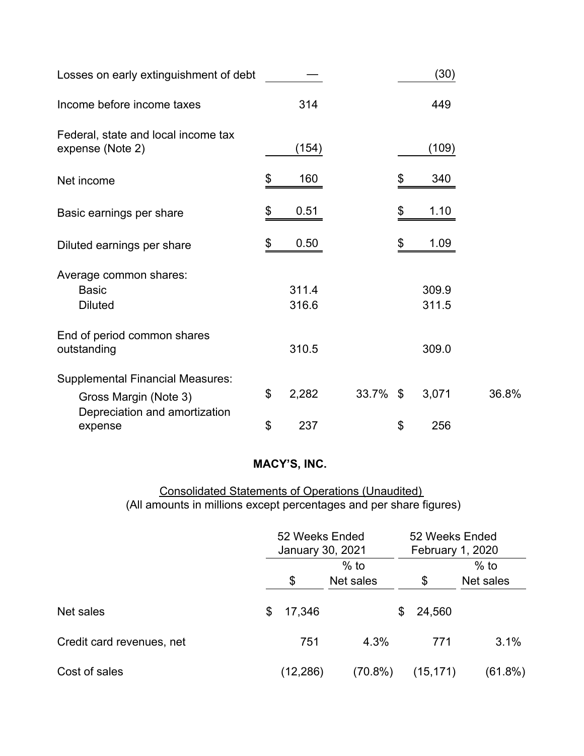| | | | | |
|---|---|---|---|---|
| Losses on early extinguishment of debt | — | | (30) | |
| Income before income taxes | 314 | | 449 | |
| Federal, state and local income tax expense (Note 2) | (154) | | (109) | |
| Net income | $ 160 | | $ 340 | |
| Basic earnings per share | $ 0.51 | | $ 1.10 | |
| Diluted earnings per share | $ 0.50 | | $ 1.09 | |
| Average common shares: | | | | |
| Basic | 311.4 | | 309.9 | |
| Diluted | 316.6 | | 311.5 | |
| End of period common shares outstanding | 310.5 | | 309.0 | |
| Supplemental Financial Measures: | | | | |
| Gross Margin (Note 3) | $ 2,282 | 33.7% | $ 3,071 | 36.8% |
| Depreciation and amortization expense | $ 237 | | $ 256 | |

**MACY'S, INC.**

Consolidated Statements of Operations (Unaudited)
(All amounts in millions except percentages and per share figures)

| | 52 Weeks Ended January 30, 2021 | | 52 Weeks Ended February 1, 2020 | |
|---|---|---|---|---|
| | $ | % to Net sales | $ | % to Net sales |
| Net sales | $ 17,346 | | $ 24,560 | |
| Credit card revenues, net | 751 | 4.3% | 771 | 3.1% |
| Cost of sales | (12,286) | (70.8%) | (15,171) | (61.8%) |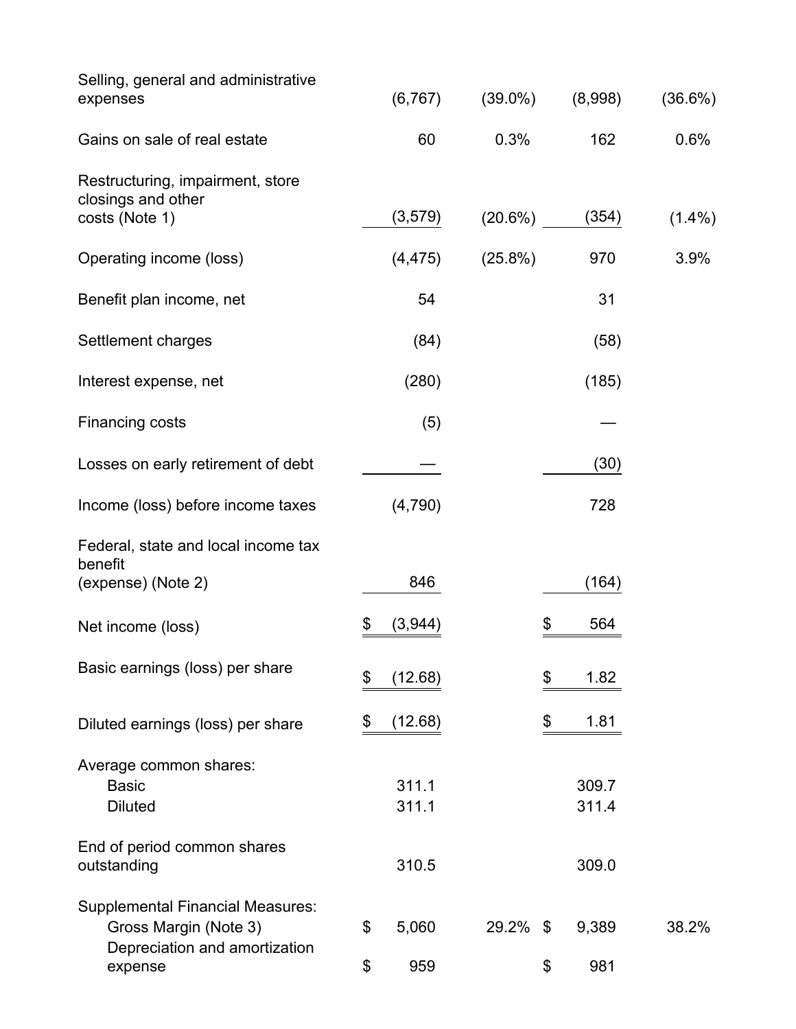| | | | | |
|---|---|---|---|---|
| Selling, general and administrative expenses | (6,767) | (39.0%) | (8,998) | (36.6%) |
| Gains on sale of real estate | 60 | 0.3% | 162 | 0.6% |
| Restructuring, impairment, store closings and other costs (Note 1) | (3,579) | (20.6%) | (354) | (1.4%) |
| Operating income (loss) | (4,475) | (25.8%) | 970 | 3.9% |
| Benefit plan income, net | 54 | | 31 | |
| Settlement charges | (84) | | (58) | |
| Interest expense, net | (280) | | (185) | |
| Financing costs | (5) | | — | |
| Losses on early retirement of debt | — | | (30) | |
| Income (loss) before income taxes | (4,790) | | 728 | |
| Federal, state and local income tax benefit (expense) (Note 2) | 846 | | (164) | |
| Net income (loss) | $ (3,944) | | $ 564 | |
| Basic earnings (loss) per share | $ (12.68) | | $ 1.82 | |
| Diluted earnings (loss) per share | $ (12.68) | | $ 1.81 | |
| Average common shares: | | | | |
| Basic | 311.1 | | 309.7 | |
| Diluted | 311.1 | | 311.4 | |
| End of period common shares outstanding | 310.5 | | 309.0 | |
| Supplemental Financial Measures: | | | | |
| Gross Margin (Note 3) | $ 5,060 | 29.2% | $ 9,389 | 38.2% |
| Depreciation and amortization expense | $ 959 | | $ 981 | |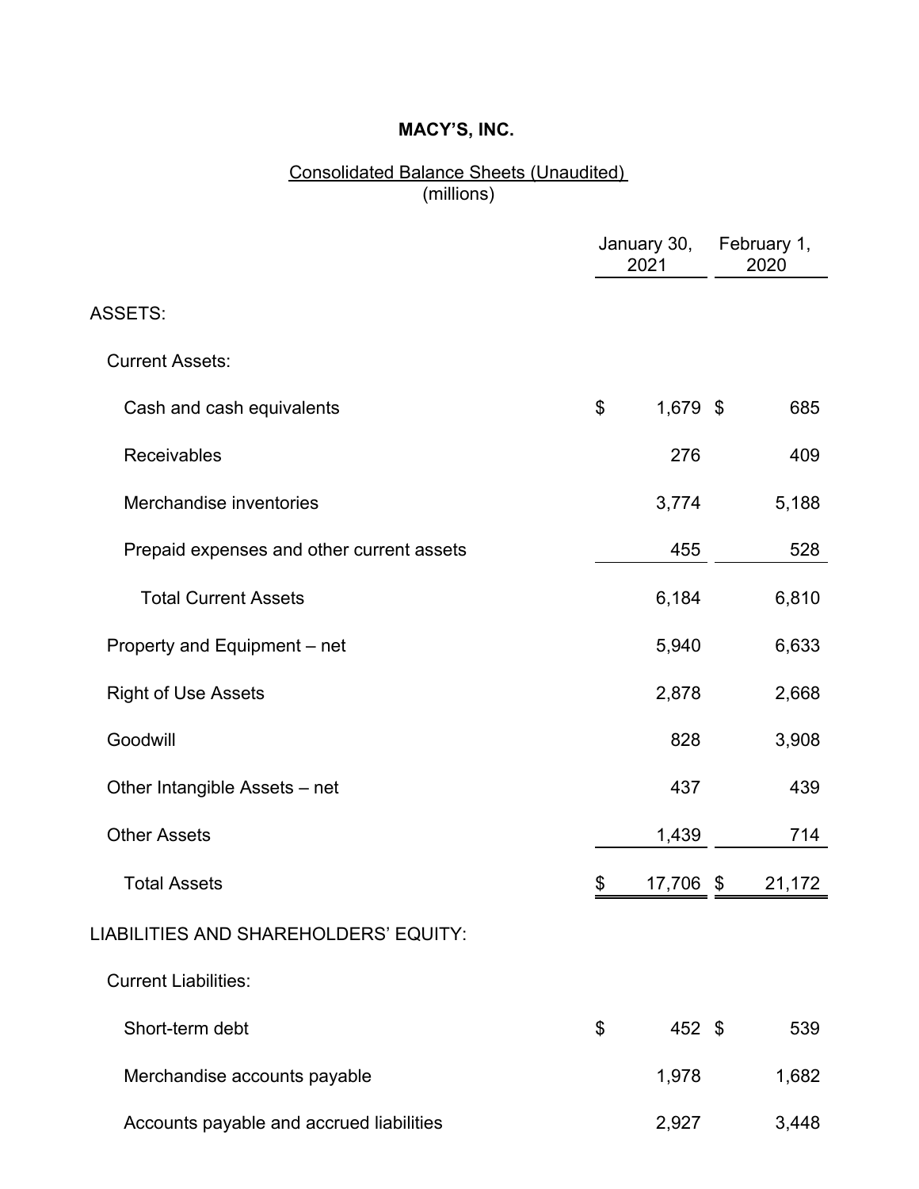**MACY'S, INC.**

Consolidated Balance Sheets (Unaudited)
(millions)

| | January 30, 2021 | February 1, 2020 |
|---|---|---|
| ASSETS: | | |
| Current Assets: | | |
| Cash and cash equivalents | $ 1,679 | $ 685 |
| Receivables | 276 | 409 |
| Merchandise inventories | 3,774 | 5,188 |
| Prepaid expenses and other current assets | 455 | 528 |
| Total Current Assets | 6,184 | 6,810 |
| Property and Equipment – net | 5,940 | 6,633 |
| Right of Use Assets | 2,878 | 2,668 |
| Goodwill | 828 | 3,908 |
| Other Intangible Assets – net | 437 | 439 |
| Other Assets | 1,439 | 714 |
| Total Assets | $ 17,706 | $ 21,172 |
| LIABILITIES AND SHAREHOLDERS' EQUITY: | | |
| Current Liabilities: | | |
| Short-term debt | $ 452 | $ 539 |
| Merchandise accounts payable | 1,978 | 1,682 |
| Accounts payable and accrued liabilities | 2,927 | 3,448 |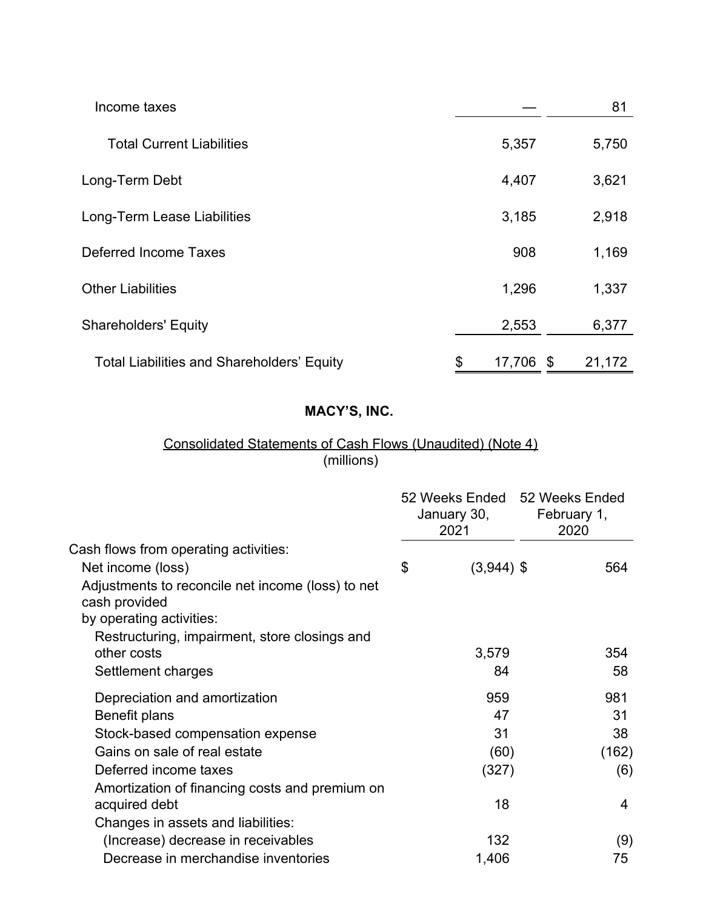| | | |
|---|---|---|
| Income taxes | — | 81 |
| Total Current Liabilities | 5,357 | 5,750 |
| Long-Term Debt | 4,407 | 3,621 |
| Long-Term Lease Liabilities | 3,185 | 2,918 |
| Deferred Income Taxes | 908 | 1,169 |
| Other Liabilities | 1,296 | 1,337 |
| Shareholders' Equity | 2,553 | 6,377 |
| Total Liabilities and Shareholders' Equity | $ 17,706 | $ 21,172 |

**MACY'S, INC.**

Consolidated Statements of Cash Flows (Unaudited) (Note 4)
(millions)

| | 52 Weeks Ended January 30, 2021 | 52 Weeks Ended February 1, 2020 |
|---|---|---|
| Cash flows from operating activities: | | |
| Net income (loss) | $ (3,944) | $ 564 |
| Adjustments to reconcile net income (loss) to net cash provided by operating activities: | | |
| Restructuring, impairment, store closings and other costs | 3,579 | 354 |
| Settlement charges | 84 | 58 |
| Depreciation and amortization | 959 | 981 |
| Benefit plans | 47 | 31 |
| Stock-based compensation expense | 31 | 38 |
| Gains on sale of real estate | (60) | (162) |
| Deferred income taxes | (327) | (6) |
| Amortization of financing costs and premium on acquired debt | 18 | 4 |
| Changes in assets and liabilities: | | |
| (Increase) decrease in receivables | 132 | (9) |
| Decrease in merchandise inventories | 1,406 | 75 |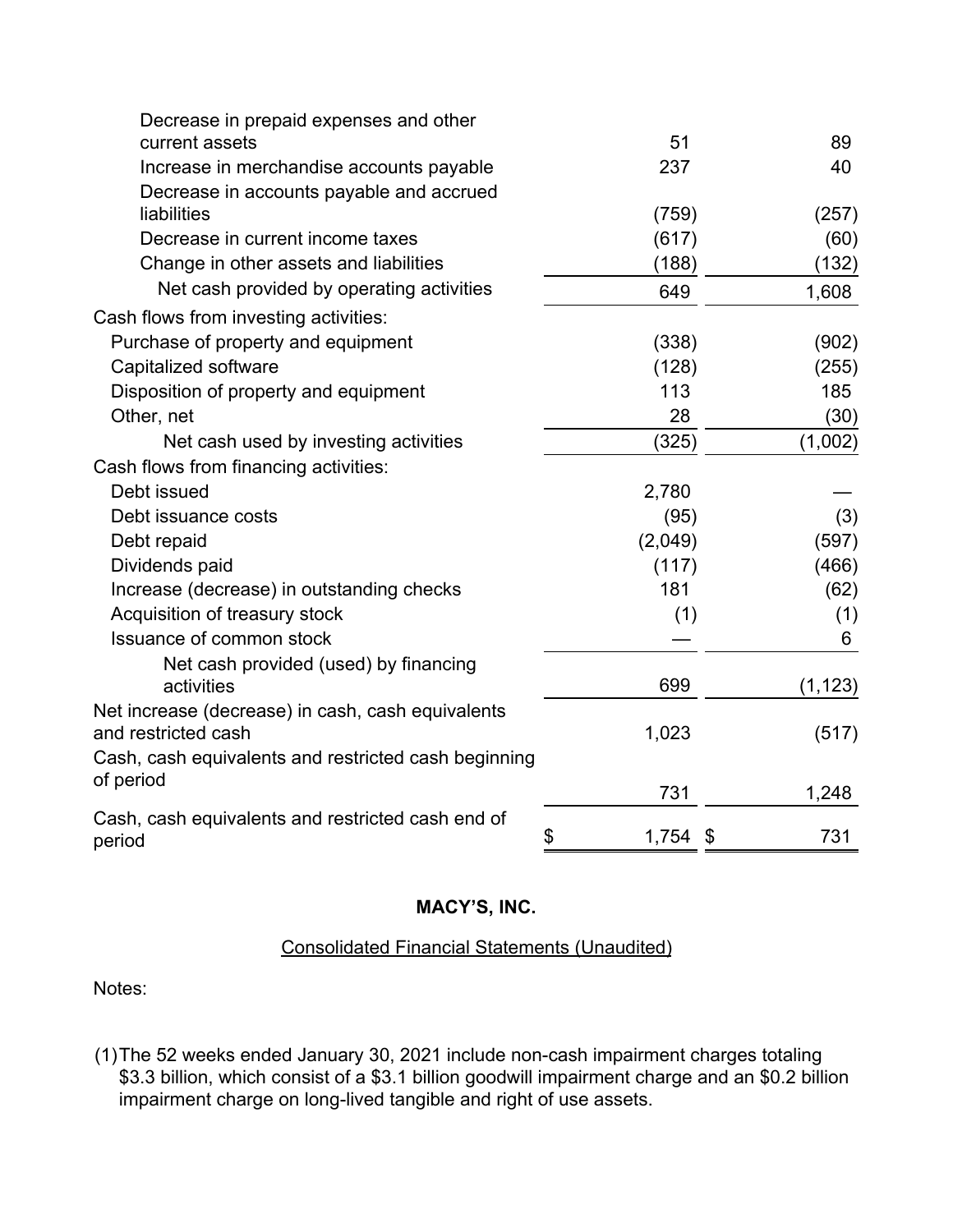| | | |
|---|---|---|
| Decrease in prepaid expenses and other current assets | 51 | 89 |
| Increase in merchandise accounts payable | 237 | 40 |
| Decrease in accounts payable and accrued liabilities | (759) | (257) |
| Decrease in current income taxes | (617) | (60) |
| Change in other assets and liabilities | (188) | (132) |
| Net cash provided by operating activities | 649 | 1,608 |
| Cash flows from investing activities: | | |
| Purchase of property and equipment | (338) | (902) |
| Capitalized software | (128) | (255) |
| Disposition of property and equipment | 113 | 185 |
| Other, net | 28 | (30) |
| Net cash used by investing activities | (325) | (1,002) |
| Cash flows from financing activities: | | |
| Debt issued | 2,780 | — |
| Debt issuance costs | (95) | (3) |
| Debt repaid | (2,049) | (597) |
| Dividends paid | (117) | (466) |
| Increase (decrease) in outstanding checks | 181 | (62) |
| Acquisition of treasury stock | (1) | (1) |
| Issuance of common stock | — | 6 |
| Net cash provided (used) by financing activities | 699 | (1,123) |
| Net increase (decrease) in cash, cash equivalents and restricted cash | 1,023 | (517) |
| Cash, cash equivalents and restricted cash beginning of period | 731 | 1,248 |
| Cash, cash equivalents and restricted cash end of period | $ 1,754 | $ 731 |

**MACY'S, INC.**

Consolidated Financial Statements (Unaudited)

Notes:

(1) The 52 weeks ended January 30, 2021 include non-cash impairment charges totaling $3.3 billion, which consist of a $3.1 billion goodwill impairment charge and an $0.2 billion impairment charge on long-lived tangible and right of use assets.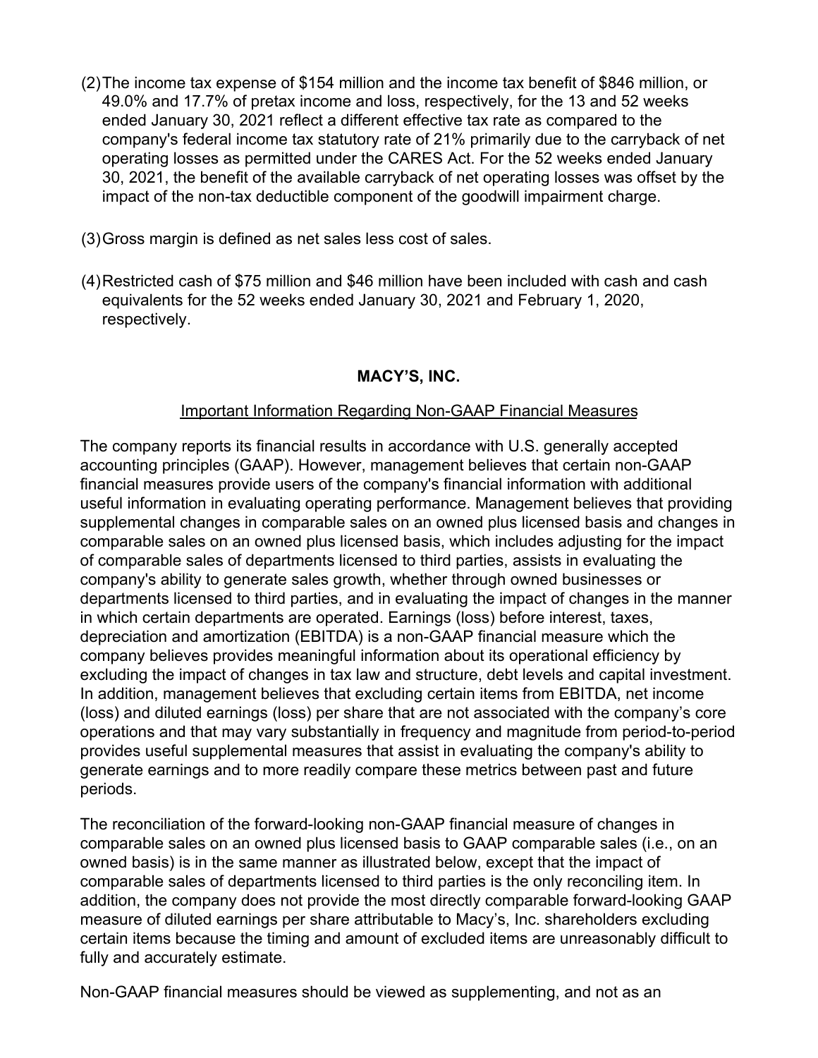(2) The income tax expense of $154 million and the income tax benefit of $846 million, or 49.0% and 17.7% of pretax income and loss, respectively, for the 13 and 52 weeks ended January 30, 2021 reflect a different effective tax rate as compared to the company's federal income tax statutory rate of 21% primarily due to the carryback of net operating losses as permitted under the CARES Act. For the 52 weeks ended January 30, 2021, the benefit of the available carryback of net operating losses was offset by the impact of the non-tax deductible component of the goodwill impairment charge.

(3) Gross margin is defined as net sales less cost of sales.

(4) Restricted cash of $75 million and $46 million have been included with cash and cash equivalents for the 52 weeks ended January 30, 2021 and February 1, 2020, respectively.

**MACY'S, INC.**

Important Information Regarding Non-GAAP Financial Measures

The company reports its financial results in accordance with U.S. generally accepted accounting principles (GAAP). However, management believes that certain non-GAAP financial measures provide users of the company's financial information with additional useful information in evaluating operating performance. Management believes that providing supplemental changes in comparable sales on an owned plus licensed basis and changes in comparable sales on an owned plus licensed basis, which includes adjusting for the impact of comparable sales of departments licensed to third parties, assists in evaluating the company's ability to generate sales growth, whether through owned businesses or departments licensed to third parties, and in evaluating the impact of changes in the manner in which certain departments are operated. Earnings (loss) before interest, taxes, depreciation and amortization (EBITDA) is a non-GAAP financial measure which the company believes provides meaningful information about its operational efficiency by excluding the impact of changes in tax law and structure, debt levels and capital investment. In addition, management believes that excluding certain items from EBITDA, net income (loss) and diluted earnings (loss) per share that are not associated with the company's core operations and that may vary substantially in frequency and magnitude from period-to-period provides useful supplemental measures that assist in evaluating the company's ability to generate earnings and to more readily compare these metrics between past and future periods.

The reconciliation of the forward-looking non-GAAP financial measure of changes in comparable sales on an owned plus licensed basis to GAAP comparable sales (i.e., on an owned basis) is in the same manner as illustrated below, except that the impact of comparable sales of departments licensed to third parties is the only reconciling item. In addition, the company does not provide the most directly comparable forward-looking GAAP measure of diluted earnings per share attributable to Macy's, Inc. shareholders excluding certain items because the timing and amount of excluded items are unreasonably difficult to fully and accurately estimate.

Non-GAAP financial measures should be viewed as supplementing, and not as an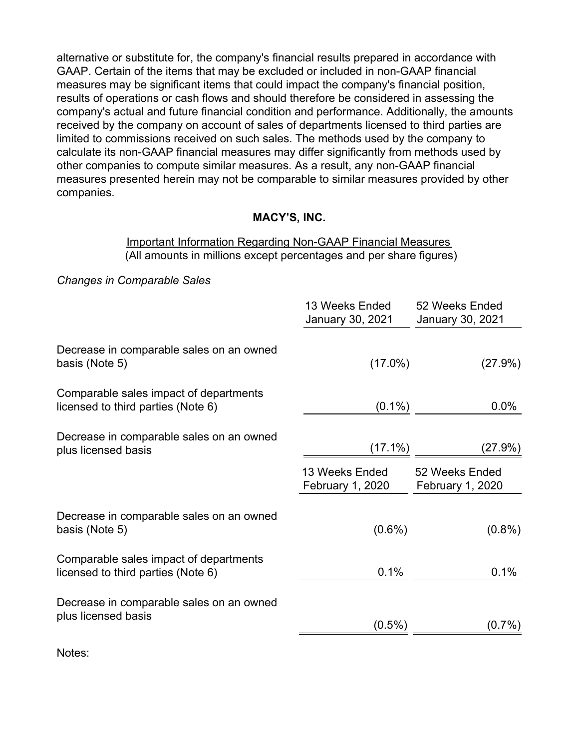alternative or substitute for, the company's financial results prepared in accordance with GAAP. Certain of the items that may be excluded or included in non-GAAP financial measures may be significant items that could impact the company's financial position, results of operations or cash flows and should therefore be considered in assessing the company's actual and future financial condition and performance. Additionally, the amounts received by the company on account of sales of departments licensed to third parties are limited to commissions received on such sales. The methods used by the company to calculate its non-GAAP financial measures may differ significantly from methods used by other companies to compute similar measures. As a result, any non-GAAP financial measures presented herein may not be comparable to similar measures provided by other companies.

**MACY'S, INC.**

Important Information Regarding Non-GAAP Financial Measures
(All amounts in millions except percentages and per share figures)

*Changes in Comparable Sales*

| | 13 Weeks Ended January 30, 2021 | 52 Weeks Ended January 30, 2021 |
|---|---|---|
| Decrease in comparable sales on an owned basis (Note 5) | (17.0%) | (27.9%) |
| Comparable sales impact of departments licensed to third parties (Note 6) | (0.1%) | 0.0% |
| Decrease in comparable sales on an owned plus licensed basis | (17.1%) | (27.9%) |
| | **13 Weeks Ended February 1, 2020** | **52 Weeks Ended February 1, 2020** |
| Decrease in comparable sales on an owned basis (Note 5) | (0.6%) | (0.8%) |
| Comparable sales impact of departments licensed to third parties (Note 6) | 0.1% | 0.1% |
| Decrease in comparable sales on an owned plus licensed basis | (0.5%) | (0.7%) |

Notes: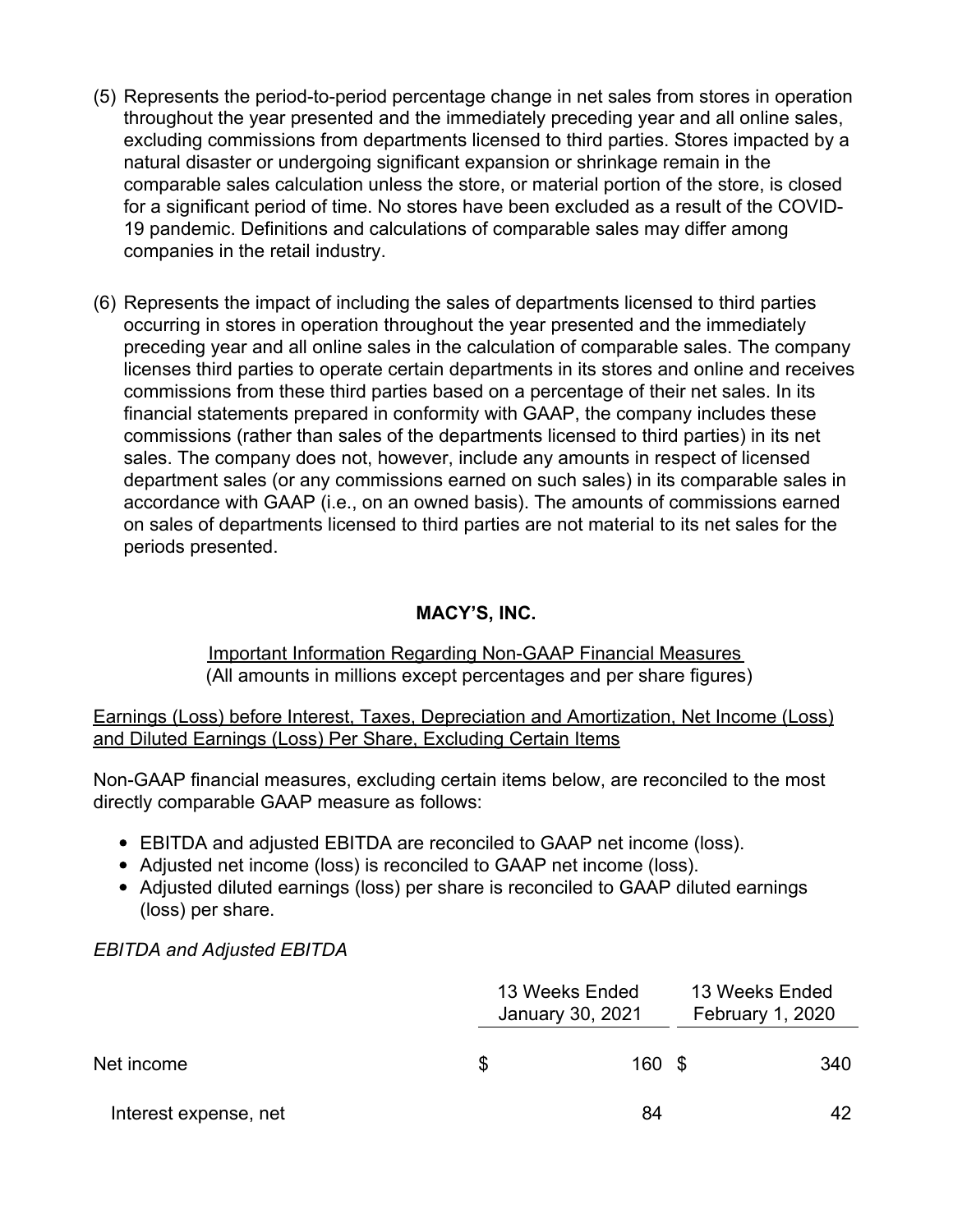(5) Represents the period-to-period percentage change in net sales from stores in operation throughout the year presented and the immediately preceding year and all online sales, excluding commissions from departments licensed to third parties. Stores impacted by a natural disaster or undergoing significant expansion or shrinkage remain in the comparable sales calculation unless the store, or material portion of the store, is closed for a significant period of time. No stores have been excluded as a result of the COVID-19 pandemic. Definitions and calculations of comparable sales may differ among companies in the retail industry.

(6) Represents the impact of including the sales of departments licensed to third parties occurring in stores in operation throughout the year presented and the immediately preceding year and all online sales in the calculation of comparable sales. The company licenses third parties to operate certain departments in its stores and online and receives commissions from these third parties based on a percentage of their net sales. In its financial statements prepared in conformity with GAAP, the company includes these commissions (rather than sales of the departments licensed to third parties) in its net sales. The company does not, however, include any amounts in respect of licensed department sales (or any commissions earned on such sales) in its comparable sales in accordance with GAAP (i.e., on an owned basis). The amounts of commissions earned on sales of departments licensed to third parties are not material to its net sales for the periods presented.

**MACY'S, INC.**

Important Information Regarding Non-GAAP Financial Measures
(All amounts in millions except percentages and per share figures)

Earnings (Loss) before Interest, Taxes, Depreciation and Amortization, Net Income (Loss) and Diluted Earnings (Loss) Per Share, Excluding Certain Items

Non-GAAP financial measures, excluding certain items below, are reconciled to the most directly comparable GAAP measure as follows:

- EBITDA and adjusted EBITDA are reconciled to GAAP net income (loss).
- Adjusted net income (loss) is reconciled to GAAP net income (loss).
- Adjusted diluted earnings (loss) per share is reconciled to GAAP diluted earnings (loss) per share.

*EBITDA and Adjusted EBITDA*

| | 13 Weeks Ended January 30, 2021 | 13 Weeks Ended February 1, 2020 |
|---|---|---|
| Net income | $ 160 | $ 340 |
| Interest expense, net | 84 | 42 |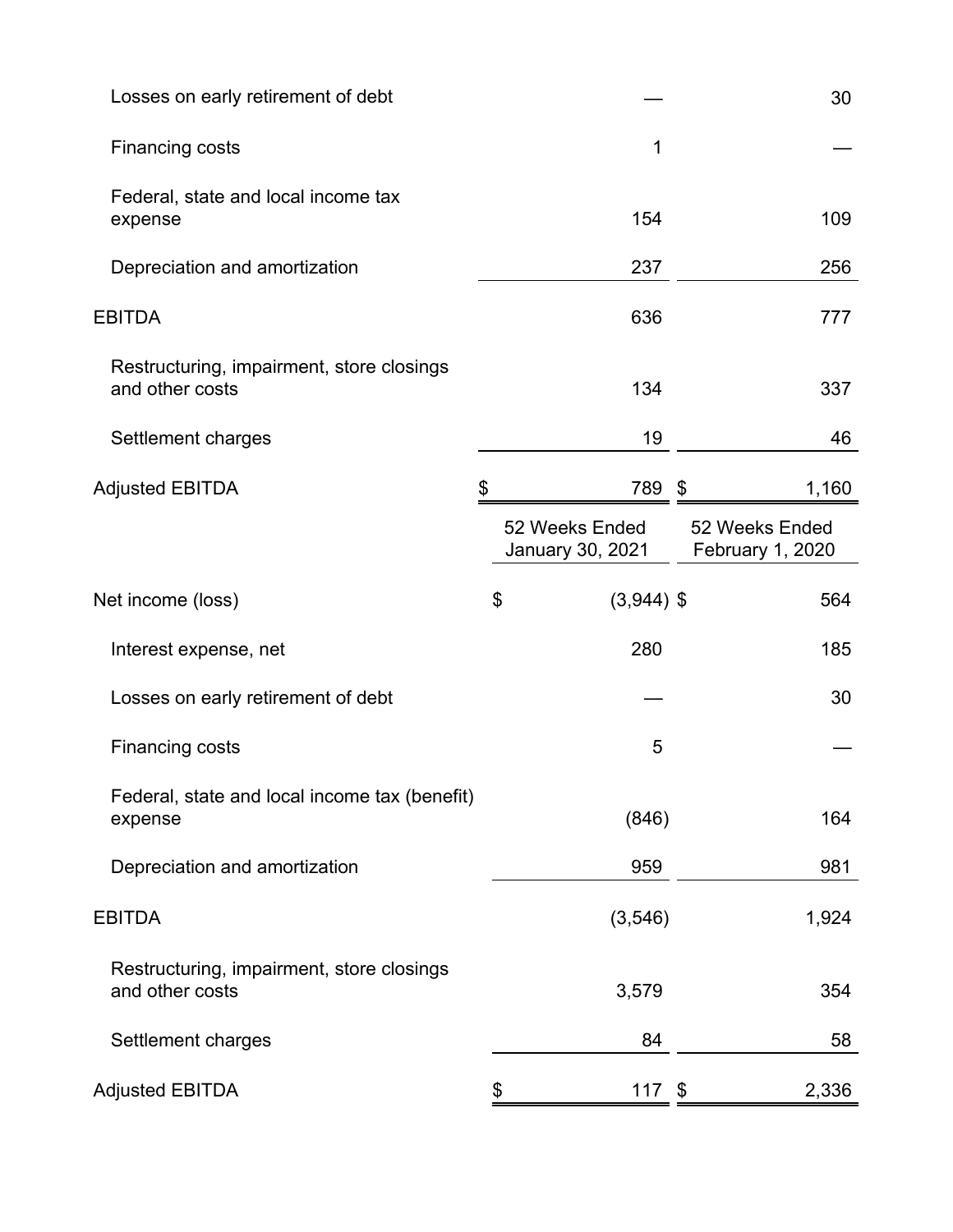| | | |
|---|---|---|
| Losses on early retirement of debt | — | 30 |
| Financing costs | 1 | — |
| Federal, state and local income tax expense | 154 | 109 |
| Depreciation and amortization | 237 | 256 |
| EBITDA | 636 | 777 |
| Restructuring, impairment, store closings and other costs | 134 | 337 |
| Settlement charges | 19 | 46 |
| Adjusted EBITDA | $ 789 | $ 1,160 |

| | 52 Weeks Ended January 30, 2021 | 52 Weeks Ended February 1, 2020 |
|---|---|---|
| Net income (loss) | $ (3,944) | $ 564 |
| Interest expense, net | 280 | 185 |
| Losses on early retirement of debt | — | 30 |
| Financing costs | 5 | — |
| Federal, state and local income tax (benefit) expense | (846) | 164 |
| Depreciation and amortization | 959 | 981 |
| EBITDA | (3,546) | 1,924 |
| Restructuring, impairment, store closings and other costs | 3,579 | 354 |
| Settlement charges | 84 | 58 |
| Adjusted EBITDA | $ 117 | $ 2,336 |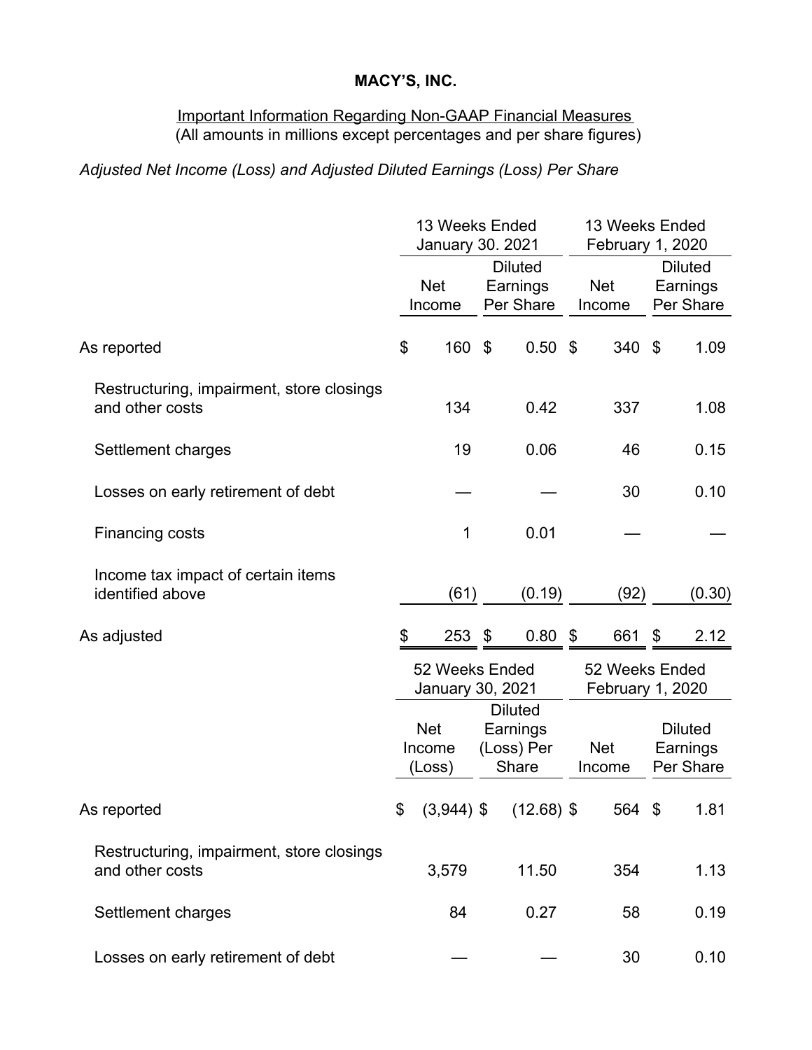**MACY'S, INC.**

Important Information Regarding Non-GAAP Financial Measures
(All amounts in millions except percentages and per share figures)

*Adjusted Net Income (Loss) and Adjusted Diluted Earnings (Loss) Per Share*

| | 13 Weeks Ended January 30. 2021 | | 13 Weeks Ended February 1, 2020 | |
|---|---|---|---|---|
| | Net Income | Diluted Earnings Per Share | Net Income | Diluted Earnings Per Share |
| As reported | $ 160 | $ 0.50 | $ 340 | $ 1.09 |
| Restructuring, impairment, store closings and other costs | 134 | 0.42 | 337 | 1.08 |
| Settlement charges | 19 | 0.06 | 46 | 0.15 |
| Losses on early retirement of debt | — | — | 30 | 0.10 |
| Financing costs | 1 | 0.01 | — | — |
| Income tax impact of certain items identified above | (61) | (0.19) | (92) | (0.30) |
| As adjusted | $ 253 | $ 0.80 | $ 661 | $ 2.12 |

| | 52 Weeks Ended January 30, 2021 | | 52 Weeks Ended February 1, 2020 | |
|---|---|---|---|---|
| | Net Income (Loss) | Diluted Earnings (Loss) Per Share | Net Income | Diluted Earnings Per Share |
| As reported | $ (3,944) | $ (12.68) | $ 564 | $ 1.81 |
| Restructuring, impairment, store closings and other costs | 3,579 | 11.50 | 354 | 1.13 |
| Settlement charges | 84 | 0.27 | 58 | 0.19 |
| Losses on early retirement of debt | — | — | 30 | 0.10 |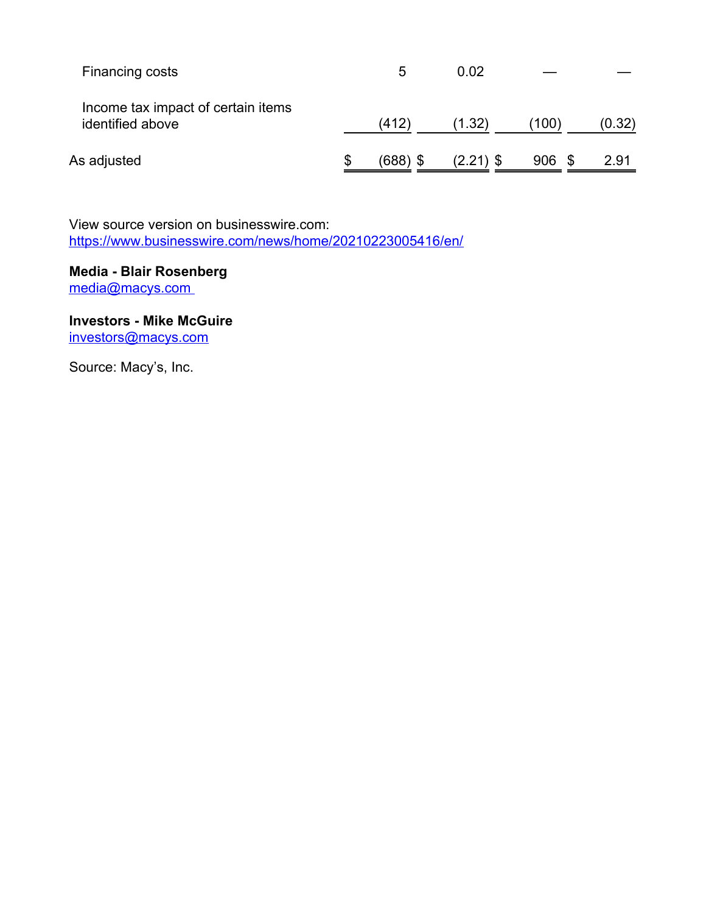| | | | | |
|---|---|---|---|---|
| Financing costs | 5 | 0.02 | — | — |
| Income tax impact of certain items identified above | (412) | (1.32) | (100) | (0.32) |
| As adjusted | $ (688) | $ (2.21) | $ 906 | $ 2.91 |

View source version on businesswire.com: https://www.businesswire.com/news/home/20210223005416/en/

**Media - Blair Rosenberg**
media@macys.com

**Investors - Mike McGuire**
investors@macys.com

Source: Macy's, Inc.